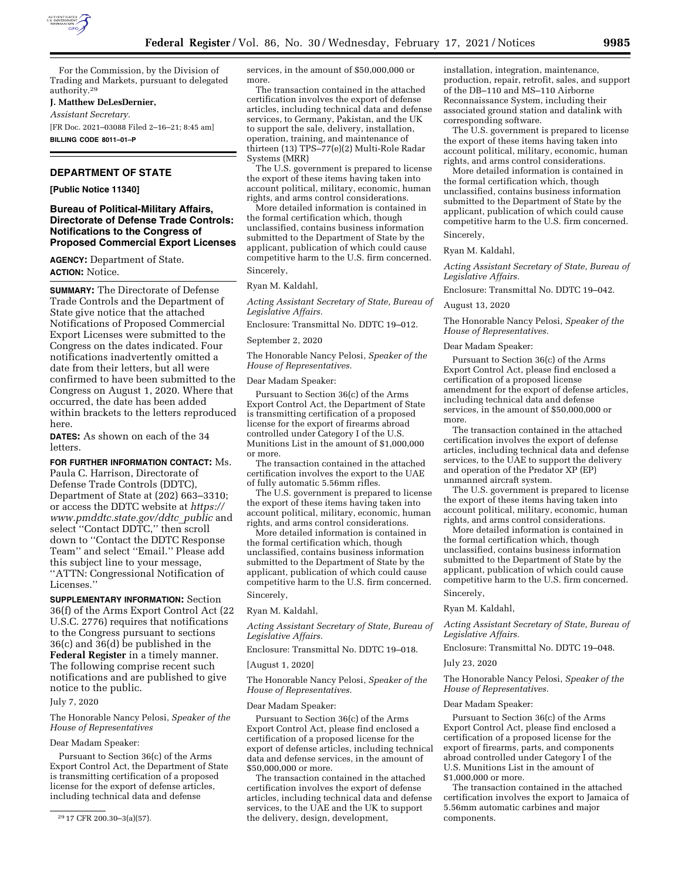For the Commission, by the Division of Trading and Markets, pursuant to delegated authority.[29]

**J. Matthew DeLesDernier,**

*Assistant Secretary.*

[FR Doc. 2021–03088 Filed 2–16–21; 8:45 am]

**BILLING CODE 8011–01–P**

## DEPARTMENT OF STATE

**[Public Notice 11340]**

### Bureau of Political-Military Affairs, Directorate of Defense Trade Controls: Notifications to the Congress of Proposed Commercial Export Licenses

**AGENCY:** Department of State.

**ACTION:** Notice.

**SUMMARY:** The Directorate of Defense Trade Controls and the Department of State give notice that the attached Notifications of Proposed Commercial Export Licenses were submitted to the Congress on the dates indicated. Four notifications inadvertently omitted a date from their letters, but all were confirmed to have been submitted to the Congress on August 1, 2020. Where that occurred, the date has been added within brackets to the letters reproduced here.

**DATES:** As shown on each of the 34 letters.

**FOR FURTHER INFORMATION CONTACT:** Ms. Paula C. Harrison, Directorate of Defense Trade Controls (DDTC), Department of State at (202) 663–3310; or access the DDTC website at *https://www.pmddtc.state.gov/ddtc_public* and select ''Contact DDTC,'' then scroll down to ''Contact the DDTC Response Team'' and select ''Email.'' Please add this subject line to your message, ''ATTN: Congressional Notification of Licenses.''

**SUPPLEMENTARY INFORMATION:** Section 36(f) of the Arms Export Control Act (22 U.S.C. 2776) requires that notifications to the Congress pursuant to sections 36(c) and 36(d) be published in the **Federal Register** in a timely manner. The following comprise recent such notifications and are published to give notice to the public.

July 7, 2020

The Honorable Nancy Pelosi, *Speaker of the House of Representatives*

Dear Madam Speaker:

Pursuant to Section 36(c) of the Arms Export Control Act, the Department of State is transmitting certification of a proposed license for the export of defense articles, including technical data and defense services, in the amount of $50,000,000 or more.

The transaction contained in the attached certification involves the export of defense articles, including technical data and defense services, to Germany, Pakistan, and the UK to support the sale, delivery, installation, operation, training, and maintenance of thirteen (13) TPS–77(e)(2) Multi-Role Radar Systems (MRR)

The U.S. government is prepared to license the export of these items having taken into account political, military, economic, human rights, and arms control considerations.

More detailed information is contained in the formal certification which, though unclassified, contains business information submitted to the Department of State by the applicant, publication of which could cause competitive harm to the U.S. firm concerned.

Sincerely,

Ryan M. Kaldahl,

*Acting Assistant Secretary of State, Bureau of Legislative Affairs.*

Enclosure: Transmittal No. DDTC 19–012.

September 2, 2020

The Honorable Nancy Pelosi, *Speaker of the House of Representatives.*

Dear Madam Speaker:

Pursuant to Section 36(c) of the Arms Export Control Act, the Department of State is transmitting certification of a proposed license for the export of firearms abroad controlled under Category I of the U.S. Munitions List in the amount of $1,000,000 or more.

The transaction contained in the attached certification involves the export to the UAE of fully automatic 5.56mm rifles.

The U.S. government is prepared to license the export of these items having taken into account political, military, economic, human rights, and arms control considerations.

More detailed information is contained in the formal certification which, though unclassified, contains business information submitted to the Department of State by the applicant, publication of which could cause competitive harm to the U.S. firm concerned.

Sincerely,

Ryan M. Kaldahl,

*Acting Assistant Secretary of State, Bureau of Legislative Affairs.*

Enclosure: Transmittal No. DDTC 19–018.

[August 1, 2020]

The Honorable Nancy Pelosi, *Speaker of the House of Representatives.*

Dear Madam Speaker:

Pursuant to Section 36(c) of the Arms Export Control Act, please find enclosed a certification of a proposed license for the export of defense articles, including technical data and defense services, in the amount of $50,000,000 or more.

The transaction contained in the attached certification involves the export of defense articles, including technical data and defense services, to the UAE and the UK to support the delivery, design, development, installation, integration, maintenance, production, repair, retrofit, sales, and support of the DB–110 and MS–110 Airborne Reconnaissance System, including their associated ground station and datalink with corresponding software.

The U.S. government is prepared to license the export of these items having taken into account political, military, economic, human rights, and arms control considerations.

More detailed information is contained in the formal certification which, though unclassified, contains business information submitted to the Department of State by the applicant, publication of which could cause competitive harm to the U.S. firm concerned.

Sincerely,

Ryan M. Kaldahl,

*Acting Assistant Secretary of State, Bureau of Legislative Affairs.*

Enclosure: Transmittal No. DDTC 19–042.

August 13, 2020

The Honorable Nancy Pelosi, *Speaker of the House of Representatives.*

Dear Madam Speaker:

Pursuant to Section 36(c) of the Arms Export Control Act, please find enclosed a certification of a proposed license amendment for the export of defense articles, including technical data and defense services, in the amount of $50,000,000 or more.

The transaction contained in the attached certification involves the export of defense articles, including technical data and defense services, to the UAE to support the delivery and operation of the Predator XP (EP) unmanned aircraft system.

The U.S. government is prepared to license the export of these items having taken into account political, military, economic, human rights, and arms control considerations.

More detailed information is contained in the formal certification which, though unclassified, contains business information submitted to the Department of State by the applicant, publication of which could cause competitive harm to the U.S. firm concerned.

Sincerely,

Ryan M. Kaldahl,

*Acting Assistant Secretary of State, Bureau of Legislative Affairs.*

Enclosure: Transmittal No. DDTC 19–048.

July 23, 2020

The Honorable Nancy Pelosi, *Speaker of the House of Representatives.*

Dear Madam Speaker:

Pursuant to Section 36(c) of the Arms Export Control Act, please find enclosed a certification of a proposed license for the export of firearms, parts, and components abroad controlled under Category I of the U.S. Munitions List in the amount of $1,000,000 or more.

The transaction contained in the attached certification involves the export to Jamaica of 5.56mm automatic carbines and major components.

[29] 17 CFR 200.30–3(a)(57).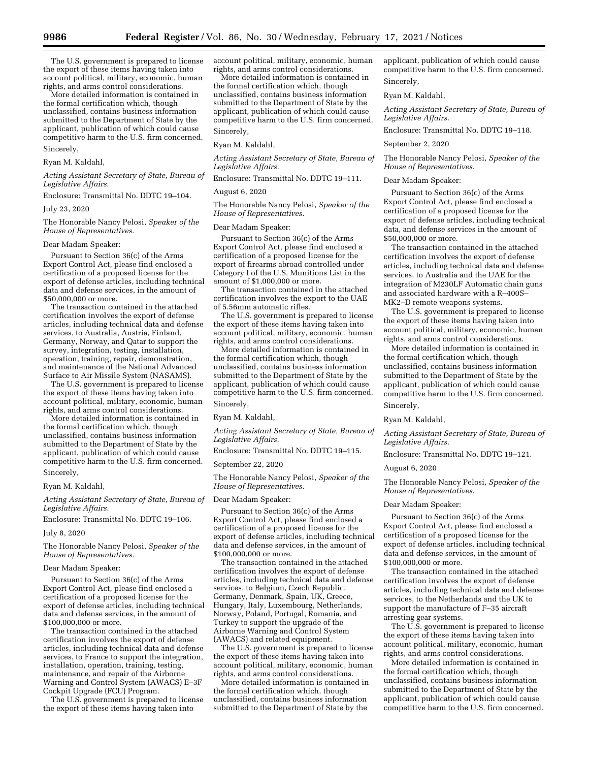The U.S. government is prepared to license the export of these items having taken into account political, military, economic, human rights, and arms control considerations.

More detailed information is contained in the formal certification which, though unclassified, contains business information submitted to the Department of State by the applicant, publication of which could cause competitive harm to the U.S. firm concerned.

Sincerely,

Ryan M. Kaldahl,

*Acting Assistant Secretary of State, Bureau of Legislative Affairs.*

Enclosure: Transmittal No. DDTC 19–104.

July 23, 2020

The Honorable Nancy Pelosi, *Speaker of the House of Representatives.*

Dear Madam Speaker:

Pursuant to Section 36(c) of the Arms Export Control Act, please find enclosed a certification of a proposed license for the export of defense articles, including technical data and defense services, in the amount of $50,000,000 or more.

The transaction contained in the attached certification involves the export of defense articles, including technical data and defense services, to Australia, Austria, Finland, Germany, Norway, and Qatar to support the survey, integration, testing, installation, operation, training, repair, demonstration, and maintenance of the National Advanced Surface to Air Missile System (NASAMS).

The U.S. government is prepared to license the export of these items having taken into account political, military, economic, human rights, and arms control considerations.

More detailed information is contained in the formal certification which, though unclassified, contains business information submitted to the Department of State by the applicant, publication of which could cause competitive harm to the U.S. firm concerned.

Sincerely,

Ryan M. Kaldahl,

*Acting Assistant Secretary of State, Bureau of Legislative Affairs.*

Enclosure: Transmittal No. DDTC 19–106.

July 8, 2020

The Honorable Nancy Pelosi, *Speaker of the House of Representatives.*

Dear Madam Speaker:

Pursuant to Section 36(c) of the Arms Export Control Act, please find enclosed a certification of a proposed license for the export of defense articles, including technical data and defense services, in the amount of $100,000,000 or more.

The transaction contained in the attached certification involves the export of defense articles, including technical data and defense services, to France to support the integration, installation, operation, training, testing, maintenance, and repair of the Airborne Warning and Control System (AWACS) E–3F Cockpit Upgrade (FCU) Program.

The U.S. government is prepared to license the export of these items having taken into account political, military, economic, human rights, and arms control considerations.

More detailed information is contained in the formal certification which, though unclassified, contains business information submitted to the Department of State by the applicant, publication of which could cause competitive harm to the U.S. firm concerned.

Sincerely,

Ryan M. Kaldahl,

*Acting Assistant Secretary of State, Bureau of Legislative Affairs.*

Enclosure: Transmittal No. DDTC 19–111.

August 6, 2020

The Honorable Nancy Pelosi, *Speaker of the House of Representatives.*

Dear Madam Speaker:

Pursuant to Section 36(c) of the Arms Export Control Act, please find enclosed a certification of a proposed license for the export of firearms abroad controlled under Category I of the U.S. Munitions List in the amount of $1,000,000 or more.

The transaction contained in the attached certification involves the export to the UAE of 5.56mm automatic rifles.

The U.S. government is prepared to license the export of these items having taken into account political, military, economic, human rights, and arms control considerations.

More detailed information is contained in the formal certification which, though unclassified, contains business information submitted to the Department of State by the applicant, publication of which could cause competitive harm to the U.S. firm concerned.

Sincerely,

Ryan M. Kaldahl,

*Acting Assistant Secretary of State, Bureau of Legislative Affairs.*

Enclosure: Transmittal No. DDTC 19–115.

September 22, 2020

The Honorable Nancy Pelosi, *Speaker of the House of Representatives.*

Dear Madam Speaker:

Pursuant to Section 36(c) of the Arms Export Control Act, please find enclosed a certification of a proposed license for the export of defense articles, including technical data and defense services, in the amount of $100,000,000 or more.

The transaction contained in the attached certification involves the export of defense articles, including technical data and defense services, to Belgium, Czech Republic, Germany, Denmark, Spain, UK, Greece, Hungary, Italy, Luxembourg, Netherlands, Norway, Poland, Portugal, Romania, and Turkey to support the upgrade of the Airborne Warning and Control System (AWACS) and related equipment.

The U.S. government is prepared to license the export of these items having taken into account political, military, economic, human rights, and arms control considerations.

More detailed information is contained in the formal certification which, though unclassified, contains business information submitted to the Department of State by the applicant, publication of which could cause competitive harm to the U.S. firm concerned.

Sincerely,

Ryan M. Kaldahl,

*Acting Assistant Secretary of State, Bureau of Legislative Affairs.*

Enclosure: Transmittal No. DDTC 19–118.

September 2, 2020

The Honorable Nancy Pelosi, *Speaker of the House of Representatives.*

Dear Madam Speaker:

Pursuant to Section 36(c) of the Arms Export Control Act, please find enclosed a certification of a proposed license for the export of defense articles, including technical data, and defense services in the amount of $50,000,000 or more.

The transaction contained in the attached certification involves the export of defense articles, including technical data and defense services, to Australia and the UAE for the integration of M230LF Automatic chain guns and associated hardware with a R–400S–MK2–D remote weapons systems.

The U.S. government is prepared to license the export of these items having taken into account political, military, economic, human rights, and arms control considerations.

More detailed information is contained in the formal certification which, though unclassified, contains business information submitted to the Department of State by the applicant, publication of which could cause competitive harm to the U.S. firm concerned.

Sincerely,

Ryan M. Kaldahl,

*Acting Assistant Secretary of State, Bureau of Legislative Affairs.*

Enclosure: Transmittal No. DDTC 19–121.

August 6, 2020

The Honorable Nancy Pelosi, *Speaker of the House of Representatives.*

Dear Madam Speaker:

Pursuant to Section 36(c) of the Arms Export Control Act, please find enclosed a certification of a proposed license for the export of defense articles, including technical data and defense services, in the amount of $100,000,000 or more.

The transaction contained in the attached certification involves the export of defense articles, including technical data and defense services, to the Netherlands and the UK to support the manufacture of F–35 aircraft arresting gear systems.

The U.S. government is prepared to license the export of these items having taken into account political, military, economic, human rights, and arms control considerations.

More detailed information is contained in the formal certification which, though unclassified, contains business information submitted to the Department of State by the applicant, publication of which could cause competitive harm to the U.S. firm concerned.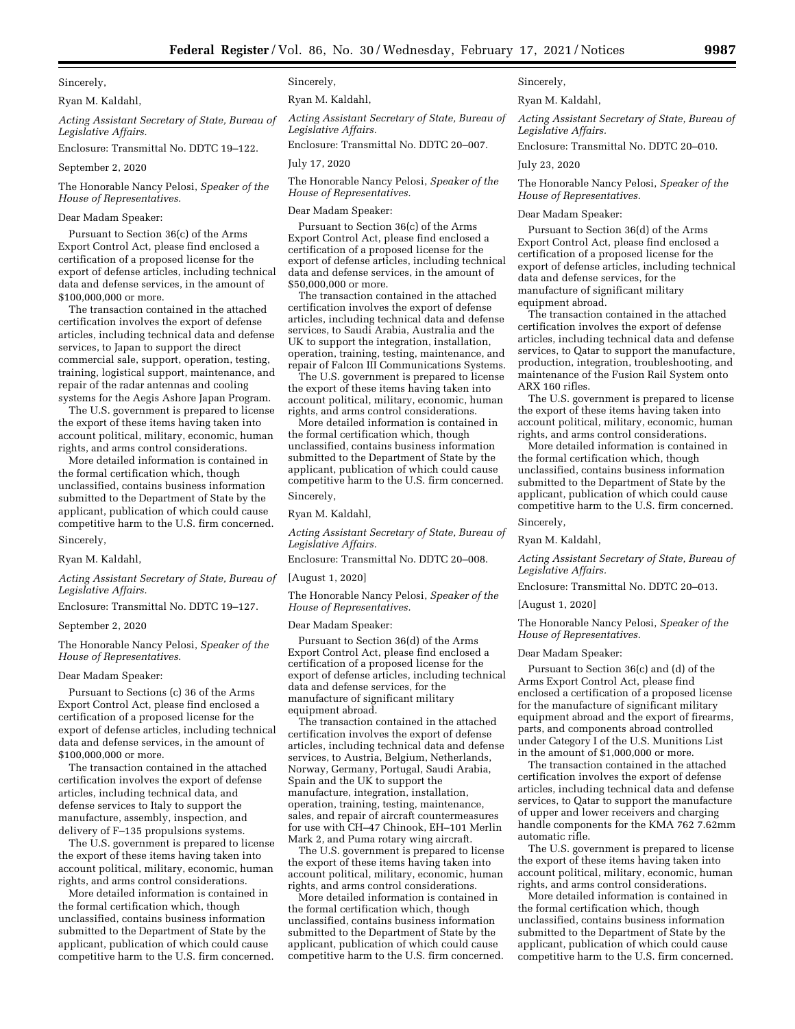Sincerely,

Ryan M. Kaldahl,

*Acting Assistant Secretary of State, Bureau of Legislative Affairs.*

Enclosure: Transmittal No. DDTC 19–122.

September 2, 2020

The Honorable Nancy Pelosi, *Speaker of the House of Representatives.*

Dear Madam Speaker:

Pursuant to Section 36(c) of the Arms Export Control Act, please find enclosed a certification of a proposed license for the export of defense articles, including technical data and defense services, in the amount of $100,000,000 or more.

The transaction contained in the attached certification involves the export of defense articles, including technical data and defense services, to Japan to support the direct commercial sale, support, operation, testing, training, logistical support, maintenance, and repair of the radar antennas and cooling systems for the Aegis Ashore Japan Program.

The U.S. government is prepared to license the export of these items having taken into account political, military, economic, human rights, and arms control considerations.

More detailed information is contained in the formal certification which, though unclassified, contains business information submitted to the Department of State by the applicant, publication of which could cause competitive harm to the U.S. firm concerned.

Sincerely,

Ryan M. Kaldahl,

*Acting Assistant Secretary of State, Bureau of Legislative Affairs.*

Enclosure: Transmittal No. DDTC 19–127.

September 2, 2020

The Honorable Nancy Pelosi, *Speaker of the House of Representatives.*

Dear Madam Speaker:

Pursuant to Sections (c) 36 of the Arms Export Control Act, please find enclosed a certification of a proposed license for the export of defense articles, including technical data and defense services, in the amount of $100,000,000 or more.

The transaction contained in the attached certification involves the export of defense articles, including technical data, and defense services to Italy to support the manufacture, assembly, inspection, and delivery of F–135 propulsions systems.

The U.S. government is prepared to license the export of these items having taken into account political, military, economic, human rights, and arms control considerations.

More detailed information is contained in the formal certification which, though unclassified, contains business information submitted to the Department of State by the applicant, publication of which could cause competitive harm to the U.S. firm concerned.

Sincerely,

Ryan M. Kaldahl,

*Acting Assistant Secretary of State, Bureau of Legislative Affairs.*

Enclosure: Transmittal No. DDTC 20–007.

July 17, 2020

The Honorable Nancy Pelosi, *Speaker of the House of Representatives.*

Dear Madam Speaker:

Pursuant to Section 36(c) of the Arms Export Control Act, please find enclosed a certification of a proposed license for the export of defense articles, including technical data and defense services, in the amount of $50,000,000 or more.

The transaction contained in the attached certification involves the export of defense articles, including technical data and defense services, to Saudi Arabia, Australia and the UK to support the integration, installation, operation, training, testing, maintenance, and repair of Falcon III Communications Systems.

The U.S. government is prepared to license the export of these items having taken into account political, military, economic, human rights, and arms control considerations.

More detailed information is contained in the formal certification which, though unclassified, contains business information submitted to the Department of State by the applicant, publication of which could cause competitive harm to the U.S. firm concerned.

Sincerely,

Ryan M. Kaldahl,

*Acting Assistant Secretary of State, Bureau of Legislative Affairs.*

Enclosure: Transmittal No. DDTC 20–008.

[August 1, 2020]

The Honorable Nancy Pelosi, *Speaker of the House of Representatives.*

Dear Madam Speaker:

Pursuant to Section 36(d) of the Arms Export Control Act, please find enclosed a certification of a proposed license for the export of defense articles, including technical data and defense services, for the manufacture of significant military equipment abroad.

The transaction contained in the attached certification involves the export of defense articles, including technical data and defense services, to Austria, Belgium, Netherlands, Norway, Germany, Portugal, Saudi Arabia, Spain and the UK to support the manufacture, integration, installation, operation, training, testing, maintenance, sales, and repair of aircraft countermeasures for use with CH–47 Chinook, EH–101 Merlin Mark 2, and Puma rotary wing aircraft.

The U.S. government is prepared to license the export of these items having taken into account political, military, economic, human rights, and arms control considerations.

More detailed information is contained in the formal certification which, though unclassified, contains business information submitted to the Department of State by the applicant, publication of which could cause competitive harm to the U.S. firm concerned.

Sincerely,

Ryan M. Kaldahl,

*Acting Assistant Secretary of State, Bureau of Legislative Affairs.*

Enclosure: Transmittal No. DDTC 20–010.

July 23, 2020

The Honorable Nancy Pelosi, *Speaker of the House of Representatives.*

Dear Madam Speaker:

Pursuant to Section 36(d) of the Arms Export Control Act, please find enclosed a certification of a proposed license for the export of defense articles, including technical data and defense services, for the manufacture of significant military equipment abroad.

The transaction contained in the attached certification involves the export of defense articles, including technical data and defense services, to Qatar to support the manufacture, production, integration, troubleshooting, and maintenance of the Fusion Rail System onto ARX 160 rifles.

The U.S. government is prepared to license the export of these items having taken into account political, military, economic, human rights, and arms control considerations.

More detailed information is contained in the formal certification which, though unclassified, contains business information submitted to the Department of State by the applicant, publication of which could cause competitive harm to the U.S. firm concerned.

Sincerely,

Ryan M. Kaldahl,

*Acting Assistant Secretary of State, Bureau of Legislative Affairs.*

Enclosure: Transmittal No. DDTC 20–013.

[August 1, 2020]

The Honorable Nancy Pelosi, *Speaker of the House of Representatives.*

Dear Madam Speaker:

Pursuant to Section 36(c) and (d) of the Arms Export Control Act, please find enclosed a certification of a proposed license for the manufacture of significant military equipment abroad and the export of firearms, parts, and components abroad controlled under Category I of the U.S. Munitions List in the amount of $1,000,000 or more.

The transaction contained in the attached certification involves the export of defense articles, including technical data and defense services, to Qatar to support the manufacture of upper and lower receivers and charging handle components for the KMA 762 7.62mm automatic rifle.

The U.S. government is prepared to license the export of these items having taken into account political, military, economic, human rights, and arms control considerations.

More detailed information is contained in the formal certification which, though unclassified, contains business information submitted to the Department of State by the applicant, publication of which could cause competitive harm to the U.S. firm concerned.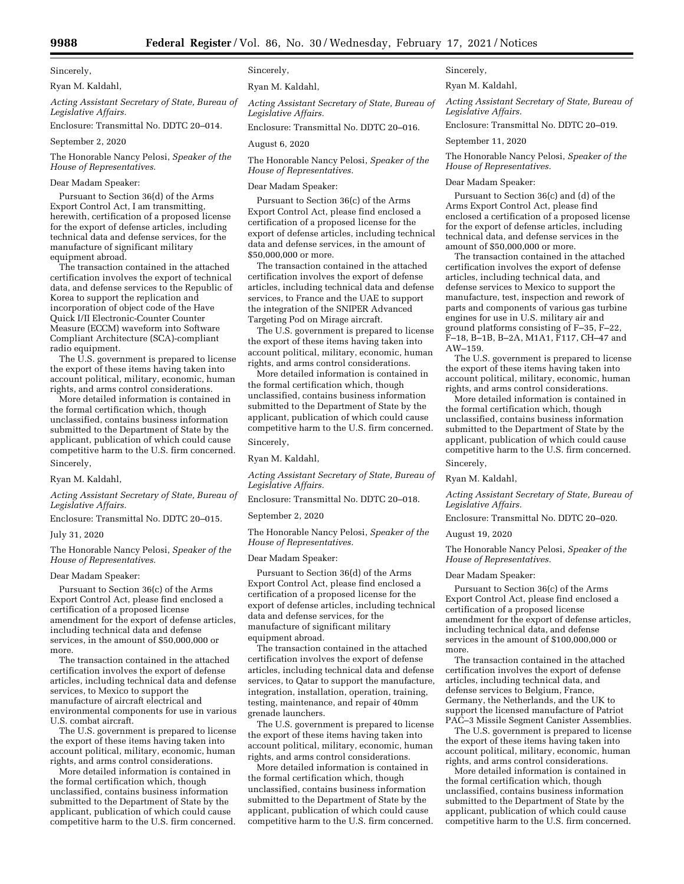Sincerely,

Ryan M. Kaldahl,

*Acting Assistant Secretary of State, Bureau of Legislative Affairs.*

Enclosure: Transmittal No. DDTC 20–014.

September 2, 2020

The Honorable Nancy Pelosi, *Speaker of the House of Representatives.*

Dear Madam Speaker:

Pursuant to Section 36(d) of the Arms Export Control Act, I am transmitting, herewith, certification of a proposed license for the export of defense articles, including technical data and defense services, for the manufacture of significant military equipment abroad.

The transaction contained in the attached certification involves the export of technical data, and defense services to the Republic of Korea to support the replication and incorporation of object code of the Have Quick I/II Electronic-Counter Counter Measure (ECCM) waveform into Software Compliant Architecture (SCA)-compliant radio equipment.

The U.S. government is prepared to license the export of these items having taken into account political, military, economic, human rights, and arms control considerations.

More detailed information is contained in the formal certification which, though unclassified, contains business information submitted to the Department of State by the applicant, publication of which could cause competitive harm to the U.S. firm concerned.

Sincerely,

Ryan M. Kaldahl,

*Acting Assistant Secretary of State, Bureau of Legislative Affairs.*

Enclosure: Transmittal No. DDTC 20–015.

July 31, 2020

The Honorable Nancy Pelosi, *Speaker of the House of Representatives.*

Dear Madam Speaker:

Pursuant to Section 36(c) of the Arms Export Control Act, please find enclosed a certification of a proposed license amendment for the export of defense articles, including technical data and defense services, in the amount of $50,000,000 or more.

The transaction contained in the attached certification involves the export of defense articles, including technical data and defense services, to Mexico to support the manufacture of aircraft electrical and environmental components for use in various U.S. combat aircraft.

The U.S. government is prepared to license the export of these items having taken into account political, military, economic, human rights, and arms control considerations.

More detailed information is contained in the formal certification which, though unclassified, contains business information submitted to the Department of State by the applicant, publication of which could cause competitive harm to the U.S. firm concerned.

Sincerely,

Ryan M. Kaldahl,

*Acting Assistant Secretary of State, Bureau of Legislative Affairs.*

Enclosure: Transmittal No. DDTC 20–016.

August 6, 2020

The Honorable Nancy Pelosi, *Speaker of the House of Representatives.*

Dear Madam Speaker:

Pursuant to Section 36(c) of the Arms Export Control Act, please find enclosed a certification of a proposed license for the export of defense articles, including technical data and defense services, in the amount of $50,000,000 or more.

The transaction contained in the attached certification involves the export of defense articles, including technical data and defense services, to France and the UAE to support the integration of the SNIPER Advanced Targeting Pod on Mirage aircraft.

The U.S. government is prepared to license the export of these items having taken into account political, military, economic, human rights, and arms control considerations.

More detailed information is contained in the formal certification which, though unclassified, contains business information submitted to the Department of State by the applicant, publication of which could cause competitive harm to the U.S. firm concerned.

Sincerely,

Ryan M. Kaldahl,

*Acting Assistant Secretary of State, Bureau of Legislative Affairs.*

Enclosure: Transmittal No. DDTC 20–018.

September 2, 2020

The Honorable Nancy Pelosi, *Speaker of the House of Representatives.*

Dear Madam Speaker:

Pursuant to Section 36(d) of the Arms Export Control Act, please find enclosed a certification of a proposed license for the export of defense articles, including technical data and defense services, for the manufacture of significant military equipment abroad.

The transaction contained in the attached certification involves the export of defense articles, including technical data and defense services, to Qatar to support the manufacture, integration, installation, operation, training, testing, maintenance, and repair of 40mm grenade launchers.

The U.S. government is prepared to license the export of these items having taken into account political, military, economic, human rights, and arms control considerations.

More detailed information is contained in the formal certification which, though unclassified, contains business information submitted to the Department of State by the applicant, publication of which could cause competitive harm to the U.S. firm concerned.

Sincerely,

Ryan M. Kaldahl,

*Acting Assistant Secretary of State, Bureau of Legislative Affairs.*

Enclosure: Transmittal No. DDTC 20–019.

September 11, 2020

The Honorable Nancy Pelosi, *Speaker of the House of Representatives.*

Dear Madam Speaker:

Pursuant to Section 36(c) and (d) of the Arms Export Control Act, please find enclosed a certification of a proposed license for the export of defense articles, including technical data, and defense services in the amount of $50,000,000 or more.

The transaction contained in the attached certification involves the export of defense articles, including technical data, and defense services to Mexico to support the manufacture, test, inspection and rework of parts and components of various gas turbine engines for use in U.S. military air and ground platforms consisting of F–35, F–22, F–18, B–1B, B–2A, M1A1, F117, CH–47 and AW–159.

The U.S. government is prepared to license the export of these items having taken into account political, military, economic, human rights, and arms control considerations.

More detailed information is contained in the formal certification which, though unclassified, contains business information submitted to the Department of State by the applicant, publication of which could cause competitive harm to the U.S. firm concerned.

Sincerely,

Ryan M. Kaldahl,

*Acting Assistant Secretary of State, Bureau of Legislative Affairs.*

Enclosure: Transmittal No. DDTC 20–020.

August 19, 2020

The Honorable Nancy Pelosi, *Speaker of the House of Representatives.*

Dear Madam Speaker:

Pursuant to Section 36(c) of the Arms Export Control Act, please find enclosed a certification of a proposed license amendment for the export of defense articles, including technical data, and defense services in the amount of $100,000,000 or more.

The transaction contained in the attached certification involves the export of defense articles, including technical data, and defense services to Belgium, France, Germany, the Netherlands, and the UK to support the licensed manufacture of Patriot PAC–3 Missile Segment Canister Assemblies.

The U.S. government is prepared to license the export of these items having taken into account political, military, economic, human rights, and arms control considerations.

More detailed information is contained in the formal certification which, though unclassified, contains business information submitted to the Department of State by the applicant, publication of which could cause competitive harm to the U.S. firm concerned.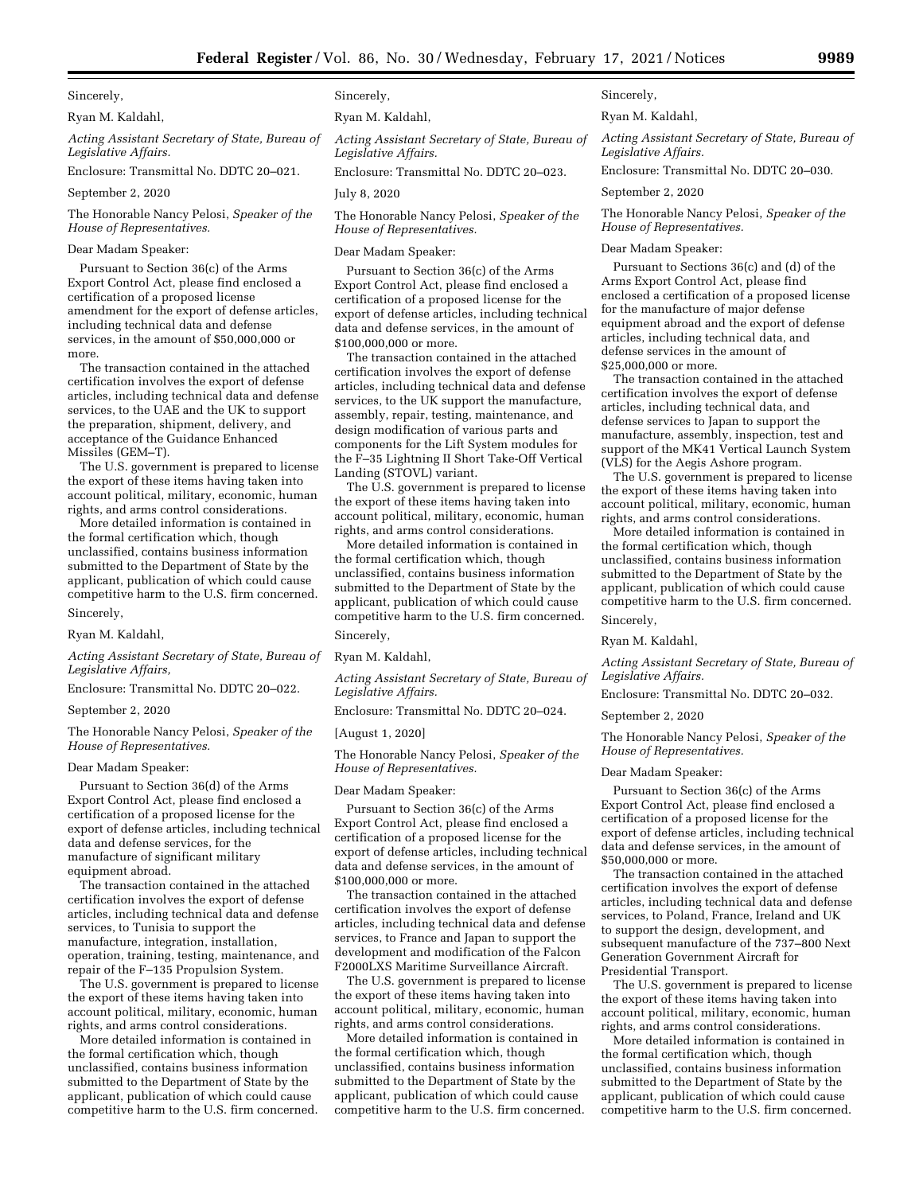Sincerely,

Ryan M. Kaldahl,

*Acting Assistant Secretary of State, Bureau of Legislative Affairs.*

Enclosure: Transmittal No. DDTC 20–021.

September 2, 2020

The Honorable Nancy Pelosi, *Speaker of the House of Representatives.*

Dear Madam Speaker:

Pursuant to Section 36(c) of the Arms Export Control Act, please find enclosed a certification of a proposed license amendment for the export of defense articles, including technical data and defense services, in the amount of $50,000,000 or more.

The transaction contained in the attached certification involves the export of defense articles, including technical data and defense services, to the UAE and the UK to support the preparation, shipment, delivery, and acceptance of the Guidance Enhanced Missiles (GEM–T).

The U.S. government is prepared to license the export of these items having taken into account political, military, economic, human rights, and arms control considerations.

More detailed information is contained in the formal certification which, though unclassified, contains business information submitted to the Department of State by the applicant, publication of which could cause competitive harm to the U.S. firm concerned.

Sincerely,

Ryan M. Kaldahl,

*Acting Assistant Secretary of State, Bureau of Legislative Affairs,*

Enclosure: Transmittal No. DDTC 20–022.

September 2, 2020

The Honorable Nancy Pelosi, *Speaker of the House of Representatives.*

Dear Madam Speaker:

Pursuant to Section 36(d) of the Arms Export Control Act, please find enclosed a certification of a proposed license for the export of defense articles, including technical data and defense services, for the manufacture of significant military equipment abroad.

The transaction contained in the attached certification involves the export of defense articles, including technical data and defense services, to Tunisia to support the manufacture, integration, installation, operation, training, testing, maintenance, and repair of the F–135 Propulsion System.

The U.S. government is prepared to license the export of these items having taken into account political, military, economic, human rights, and arms control considerations.

More detailed information is contained in the formal certification which, though unclassified, contains business information submitted to the Department of State by the applicant, publication of which could cause competitive harm to the U.S. firm concerned.

Sincerely,

Ryan M. Kaldahl,

*Acting Assistant Secretary of State, Bureau of Legislative Affairs.*

Enclosure: Transmittal No. DDTC 20–023.

July 8, 2020

The Honorable Nancy Pelosi, *Speaker of the House of Representatives.*

Dear Madam Speaker:

Pursuant to Section 36(c) of the Arms Export Control Act, please find enclosed a certification of a proposed license for the export of defense articles, including technical data and defense services, in the amount of $100,000,000 or more.

The transaction contained in the attached certification involves the export of defense articles, including technical data and defense services, to the UK support the manufacture, assembly, repair, testing, maintenance, and design modification of various parts and components for the Lift System modules for the F–35 Lightning II Short Take-Off Vertical Landing (STOVL) variant.

The U.S. government is prepared to license the export of these items having taken into account political, military, economic, human rights, and arms control considerations.

More detailed information is contained in the formal certification which, though unclassified, contains business information submitted to the Department of State by the applicant, publication of which could cause competitive harm to the U.S. firm concerned.

Sincerely,

Ryan M. Kaldahl,

*Acting Assistant Secretary of State, Bureau of Legislative Affairs.*

Enclosure: Transmittal No. DDTC 20–024.

[August 1, 2020]

The Honorable Nancy Pelosi, *Speaker of the House of Representatives.*

Dear Madam Speaker:

Pursuant to Section 36(c) of the Arms Export Control Act, please find enclosed a certification of a proposed license for the export of defense articles, including technical data and defense services, in the amount of $100,000,000 or more.

The transaction contained in the attached certification involves the export of defense articles, including technical data and defense services, to France and Japan to support the development and modification of the Falcon F2000LXS Maritime Surveillance Aircraft.

The U.S. government is prepared to license the export of these items having taken into account political, military, economic, human rights, and arms control considerations.

More detailed information is contained in the formal certification which, though unclassified, contains business information submitted to the Department of State by the applicant, publication of which could cause competitive harm to the U.S. firm concerned.

Sincerely,

Ryan M. Kaldahl,

*Acting Assistant Secretary of State, Bureau of Legislative Affairs.*

Enclosure: Transmittal No. DDTC 20–030.

September 2, 2020

The Honorable Nancy Pelosi, *Speaker of the House of Representatives.*

Dear Madam Speaker:

Pursuant to Sections 36(c) and (d) of the Arms Export Control Act, please find enclosed a certification of a proposed license for the manufacture of major defense equipment abroad and the export of defense articles, including technical data, and defense services in the amount of $25,000,000 or more.

The transaction contained in the attached certification involves the export of defense articles, including technical data, and defense services to Japan to support the manufacture, assembly, inspection, test and support of the MK41 Vertical Launch System (VLS) for the Aegis Ashore program.

The U.S. government is prepared to license the export of these items having taken into account political, military, economic, human rights, and arms control considerations.

More detailed information is contained in the formal certification which, though unclassified, contains business information submitted to the Department of State by the applicant, publication of which could cause competitive harm to the U.S. firm concerned.

Sincerely,

Ryan M. Kaldahl,

*Acting Assistant Secretary of State, Bureau of Legislative Affairs.*

Enclosure: Transmittal No. DDTC 20–032.

September 2, 2020

The Honorable Nancy Pelosi, *Speaker of the House of Representatives.*

Dear Madam Speaker:

Pursuant to Section 36(c) of the Arms Export Control Act, please find enclosed a certification of a proposed license for the export of defense articles, including technical data and defense services, in the amount of $50,000,000 or more.

The transaction contained in the attached certification involves the export of defense articles, including technical data and defense services, to Poland, France, Ireland and UK to support the design, development, and subsequent manufacture of the 737–800 Next Generation Government Aircraft for Presidential Transport.

The U.S. government is prepared to license the export of these items having taken into account political, military, economic, human rights, and arms control considerations.

More detailed information is contained in the formal certification which, though unclassified, contains business information submitted to the Department of State by the applicant, publication of which could cause competitive harm to the U.S. firm concerned.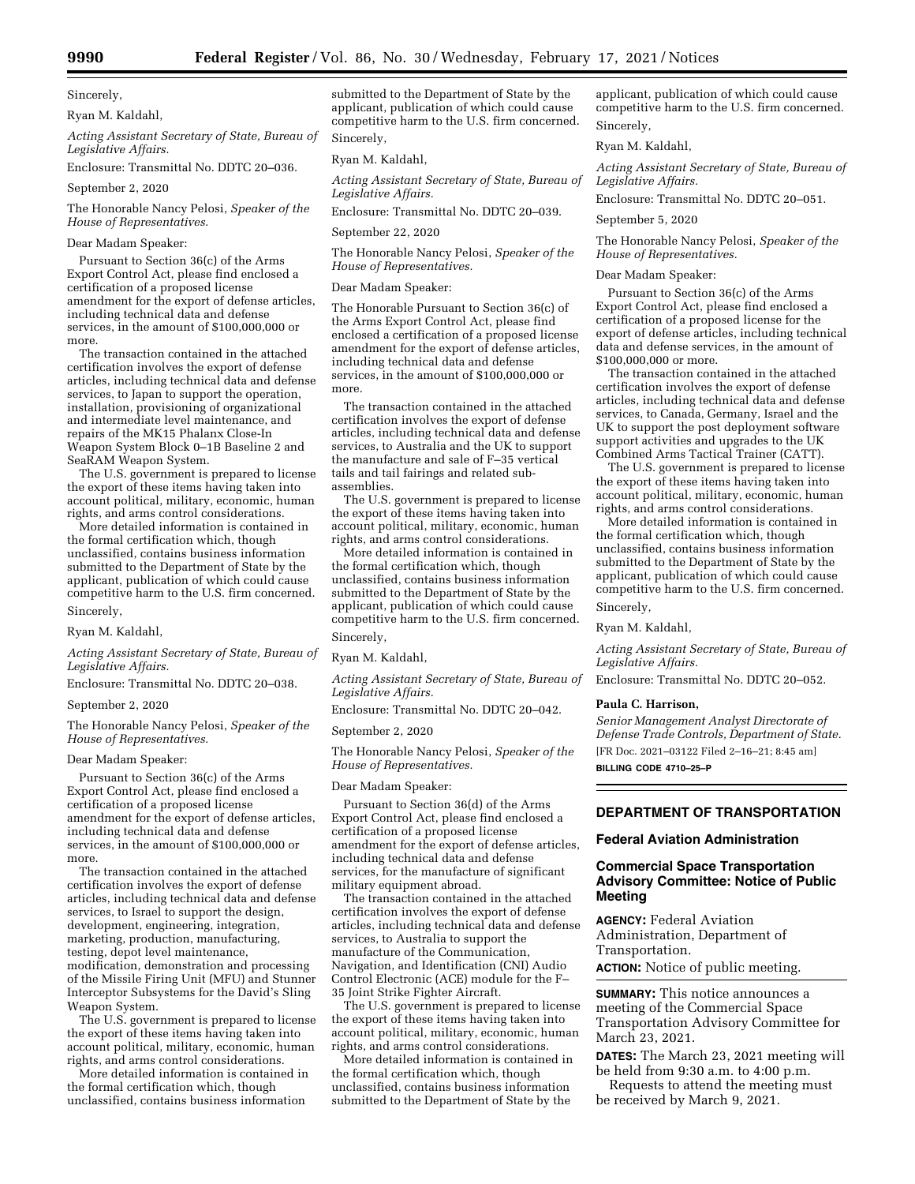Sincerely,

Ryan M. Kaldahl,

*Acting Assistant Secretary of State, Bureau of Legislative Affairs.*

Enclosure: Transmittal No. DDTC 20–036.

September 2, 2020

The Honorable Nancy Pelosi, *Speaker of the House of Representatives.*

Dear Madam Speaker:

Pursuant to Section 36(c) of the Arms Export Control Act, please find enclosed a certification of a proposed license amendment for the export of defense articles, including technical data and defense services, in the amount of $100,000,000 or more.

The transaction contained in the attached certification involves the export of defense articles, including technical data and defense services, to Japan to support the operation, installation, provisioning of organizational and intermediate level maintenance, and repairs of the MK15 Phalanx Close-In Weapon System Block 0–1B Baseline 2 and SeaRAM Weapon System.

The U.S. government is prepared to license the export of these items having taken into account political, military, economic, human rights, and arms control considerations.

More detailed information is contained in the formal certification which, though unclassified, contains business information submitted to the Department of State by the applicant, publication of which could cause competitive harm to the U.S. firm concerned.

Sincerely,

Ryan M. Kaldahl,

*Acting Assistant Secretary of State, Bureau of Legislative Affairs.*

Enclosure: Transmittal No. DDTC 20–038.

September 2, 2020

The Honorable Nancy Pelosi, *Speaker of the House of Representatives.*

Dear Madam Speaker:

Pursuant to Section 36(c) of the Arms Export Control Act, please find enclosed a certification of a proposed license amendment for the export of defense articles, including technical data and defense services, in the amount of $100,000,000 or more.

The transaction contained in the attached certification involves the export of defense articles, including technical data and defense services, to Israel to support the design, development, engineering, integration, marketing, production, manufacturing, testing, depot level maintenance, modification, demonstration and processing of the Missile Firing Unit (MFU) and Stunner Interceptor Subsystems for the David's Sling Weapon System.

The U.S. government is prepared to license the export of these items having taken into account political, military, economic, human rights, and arms control considerations.

More detailed information is contained in the formal certification which, though unclassified, contains business information submitted to the Department of State by the applicant, publication of which could cause competitive harm to the U.S. firm concerned.

Sincerely,

Ryan M. Kaldahl,

*Acting Assistant Secretary of State, Bureau of Legislative Affairs.*

Enclosure: Transmittal No. DDTC 20–039.

September 22, 2020

The Honorable Nancy Pelosi, *Speaker of the House of Representatives.*

Dear Madam Speaker:

The Honorable Pursuant to Section 36(c) of the Arms Export Control Act, please find enclosed a certification of a proposed license amendment for the export of defense articles, including technical data and defense services, in the amount of $100,000,000 or more.

The transaction contained in the attached certification involves the export of defense articles, including technical data and defense services, to Australia and the UK to support the manufacture and sale of F–35 vertical tails and tail fairings and related sub-assemblies.

The U.S. government is prepared to license the export of these items having taken into account political, military, economic, human rights, and arms control considerations.

More detailed information is contained in the formal certification which, though unclassified, contains business information submitted to the Department of State by the applicant, publication of which could cause competitive harm to the U.S. firm concerned.

Sincerely,

Ryan M. Kaldahl,

*Acting Assistant Secretary of State, Bureau of Legislative Affairs.*

Enclosure: Transmittal No. DDTC 20–042.

September 2, 2020

The Honorable Nancy Pelosi, *Speaker of the House of Representatives.*

Dear Madam Speaker:

Pursuant to Section 36(d) of the Arms Export Control Act, please find enclosed a certification of a proposed license amendment for the export of defense articles, including technical data and defense services, for the manufacture of significant military equipment abroad.

The transaction contained in the attached certification involves the export of defense articles, including technical data and defense services, to Australia to support the manufacture of the Communication, Navigation, and Identification (CNI) Audio Control Electronic (ACE) module for the F–35 Joint Strike Fighter Aircraft.

The U.S. government is prepared to license the export of these items having taken into account political, military, economic, human rights, and arms control considerations.

More detailed information is contained in the formal certification which, though unclassified, contains business information submitted to the Department of State by the applicant, publication of which could cause competitive harm to the U.S. firm concerned.

Sincerely,

Ryan M. Kaldahl,

*Acting Assistant Secretary of State, Bureau of Legislative Affairs.*

Enclosure: Transmittal No. DDTC 20–051.

September 5, 2020

The Honorable Nancy Pelosi, *Speaker of the House of Representatives.*

Dear Madam Speaker:

Pursuant to Section 36(c) of the Arms Export Control Act, please find enclosed a certification of a proposed license for the export of defense articles, including technical data and defense services, in the amount of $100,000,000 or more.

The transaction contained in the attached certification involves the export of defense articles, including technical data and defense services, to Canada, Germany, Israel and the UK to support the post deployment software support activities and upgrades to the UK Combined Arms Tactical Trainer (CATT).

The U.S. government is prepared to license the export of these items having taken into account political, military, economic, human rights, and arms control considerations.

More detailed information is contained in the formal certification which, though unclassified, contains business information submitted to the Department of State by the applicant, publication of which could cause competitive harm to the U.S. firm concerned.

Sincerely,

Ryan M. Kaldahl,

*Acting Assistant Secretary of State, Bureau of Legislative Affairs.*

Enclosure: Transmittal No. DDTC 20–052.

**Paula C. Harrison,**

*Senior Management Analyst Directorate of Defense Trade Controls, Department of State.*

[FR Doc. 2021–03122 Filed 2–16–21; 8:45 am]

**BILLING CODE 4710–25–P**

## DEPARTMENT OF TRANSPORTATION

### Federal Aviation Administration

### Commercial Space Transportation Advisory Committee: Notice of Public Meeting

**AGENCY:** Federal Aviation Administration, Department of Transportation.

**ACTION:** Notice of public meeting.

**SUMMARY:** This notice announces a meeting of the Commercial Space Transportation Advisory Committee for March 23, 2021.

**DATES:** The March 23, 2021 meeting will be held from 9:30 a.m. to 4:00 p.m.

Requests to attend the meeting must be received by March 9, 2021.